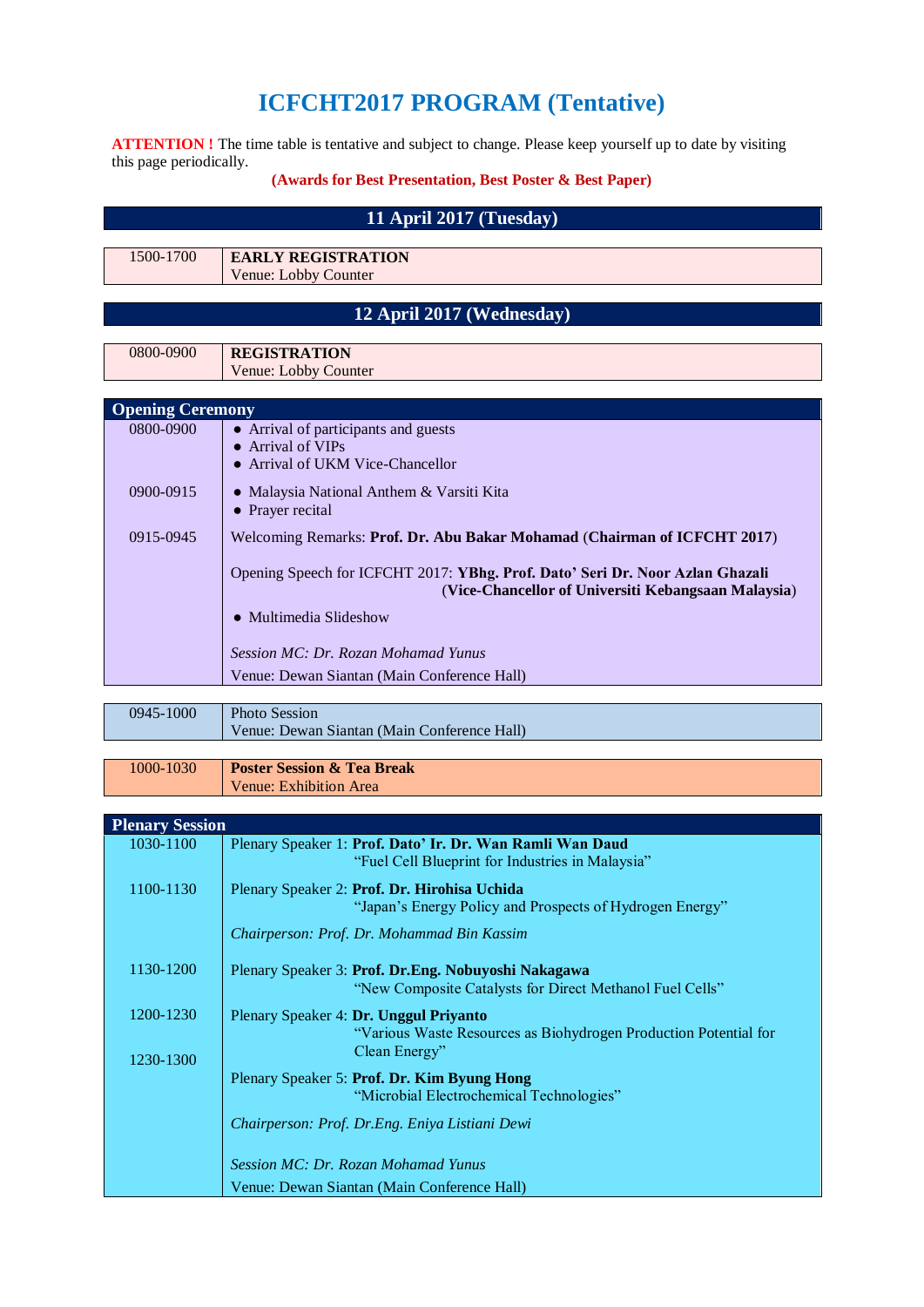# ICFCHT2017 PROGRAM (Tentative)

**ATTENTION !** The time table is tentative and subject to change. Please keep yourself up to date by visiting this page periodically.

**(Awards for Best Presentation, Best Poster & Best Paper)**

## 11 April 2017 (Tuesday)

| | |
|---|---|
| 1500-1700 | **EARLY REGISTRATION**<br>Venue: Lobby Counter |

## 12 April 2017 (Wednesday)

| | |
|---|---|
| 0800-0900 | **REGISTRATION**<br>Venue: Lobby Counter |

### Opening Ceremony

| | |
|---|---|
| 0800-0900 | • Arrival of participants and guests<br>• Arrival of VIPs<br>• Arrival of UKM Vice-Chancellor |
| 0900-0915 | • Malaysia National Anthem & Varsiti Kita<br>• Prayer recital |
| 0915-0945 | Welcoming Remarks: **Prof. Dr. Abu Bakar Mohamad** (**Chairman of ICFCHT 2017**)<br><br>Opening Speech for ICFCHT 2017: **YBhg. Prof. Dato' Seri Dr. Noor Azlan Ghazali** (**Vice-Chancellor of Universiti Kebangsaan Malaysia**)<br><br>• Multimedia Slideshow<br><br>*Session MC: Dr. Rozan Mohamad Yunus*<br>Venue: Dewan Siantan (Main Conference Hall) |

| | |
|---|---|
| 0945-1000 | Photo Session<br>Venue: Dewan Siantan (Main Conference Hall) |

| | |
|---|---|
| 1000-1030 | **Poster Session & Tea Break**<br>Venue: Exhibition Area |

### Plenary Session

| | |
|---|---|
| 1030-1100 | Plenary Speaker 1: **Prof. Dato' Ir. Dr. Wan Ramli Wan Daud**<br>"Fuel Cell Blueprint for Industries in Malaysia" |
| 1100-1130 | Plenary Speaker 2: **Prof. Dr. Hirohisa Uchida**<br>"Japan's Energy Policy and Prospects of Hydrogen Energy"<br><br>*Chairperson: Prof. Dr. Mohammad Bin Kassim* |
| 1130-1200 | Plenary Speaker 3: **Prof. Dr.Eng. Nobuyoshi Nakagawa**<br>"New Composite Catalysts for Direct Methanol Fuel Cells" |
| 1200-1230 | Plenary Speaker 4: **Dr. Unggul Priyanto**<br>"Various Waste Resources as Biohydrogen Production Potential for Clean Energy" |
| 1230-1300 | Plenary Speaker 5: **Prof. Dr. Kim Byung Hong**<br>"Microbial Electrochemical Technologies"<br><br>*Chairperson: Prof. Dr.Eng. Eniya Listiani Dewi*<br><br>*Session MC: Dr. Rozan Mohamad Yunus*<br>Venue: Dewan Siantan (Main Conference Hall) |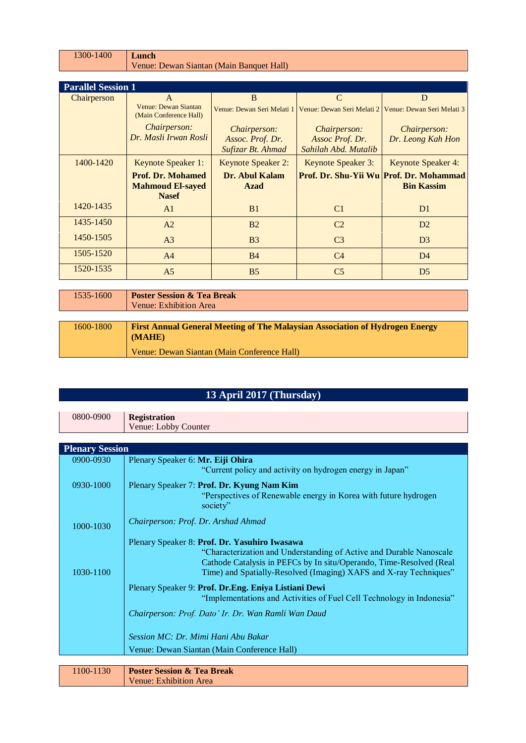| | |
|---|---|
| 1300-1400 | **Lunch**<br>Venue: Dewan Siantan (Main Banquet Hall) |

**Parallel Session 1**

| Chairperson | A<br>Venue: Dewan Siantan (Main Conference Hall)<br>*Chairperson: Dr. Masli Irwan Rosli* | B<br>Venue: Dewan Seri Melati 1<br>*Chairperson: Assoc. Prof. Dr. Sufizar Bt. Ahmad* | C<br>Venue: Dewan Seri Melati 2<br>*Chairperson: Assoc Prof. Dr. Sahilah Abd. Mutalib* | D<br>Venue: Dewan Seri Melati 3<br>*Chairperson: Dr. Leong Kah Hon* |
|---|---|---|---|---|
| 1400-1420 | Keynote Speaker 1:<br>**Prof. Dr. Mohamed Mahmoud El-sayed Nasef** | Keynote Speaker 2:<br>**Dr. Abul Kalam Azad** | Keynote Speaker 3:<br>**Prof. Dr. Shu-Yii Wu** | Keynote Speaker 4:<br>**Prof. Dr. Mohammad Bin Kassim** |
| 1420-1435 | A1 | B1 | C1 | D1 |
| 1435-1450 | A2 | B2 | C2 | D2 |
| 1450-1505 | A3 | B3 | C3 | D3 |
| 1505-1520 | A4 | B4 | C4 | D4 |
| 1520-1535 | A5 | B5 | C5 | D5 |

| | |
|---|---|
| 1535-1600 | **Poster Session & Tea Break**<br>Venue: Exhibition Area |

| | |
|---|---|
| 1600-1800 | **First Annual General Meeting of The Malaysian Association of Hydrogen Energy (MAHE)**<br>Venue: Dewan Siantan (Main Conference Hall) |

## 13 April 2017 (Thursday)

| | |
|---|---|
| 0800-0900 | **Registration**<br>Venue: Lobby Counter |

**Plenary Session**

| | |
|---|---|
| 0900-0930 | Plenary Speaker 6: **Mr. Eiji Ohira**<br>"Current policy and activity on hydrogen energy in Japan" |
| 0930-1000 | Plenary Speaker 7: **Prof. Dr. Kyung Nam Kim**<br>"Perspectives of Renewable energy in Korea with future hydrogen society" |
| 1000-1030 | *Chairperson: Prof. Dr. Arshad Ahmad*<br>Plenary Speaker 8: **Prof. Dr. Yasuhiro Iwasawa**<br>"Characterization and Understanding of Active and Durable Nanoscale Cathode Catalysis in PEFCs by In situ/Operando, Time-Resolved (Real Time) and Spatially-Resolved (Imaging) XAFS and X-ray Techniques" |
| 1030-1100 | Plenary Speaker 9: **Prof. Dr.Eng. Eniya Listiani Dewi**<br>"Implementations and Activities of Fuel Cell Technology in Indonesia"<br>*Chairperson: Prof. Dato' Ir. Dr. Wan Ramli Wan Daud*<br>*Session MC: Dr. Mimi Hani Abu Bakar*<br>Venue: Dewan Siantan (Main Conference Hall) |

| | |
|---|---|
| 1100-1130 | **Poster Session & Tea Break**<br>Venue: Exhibition Area |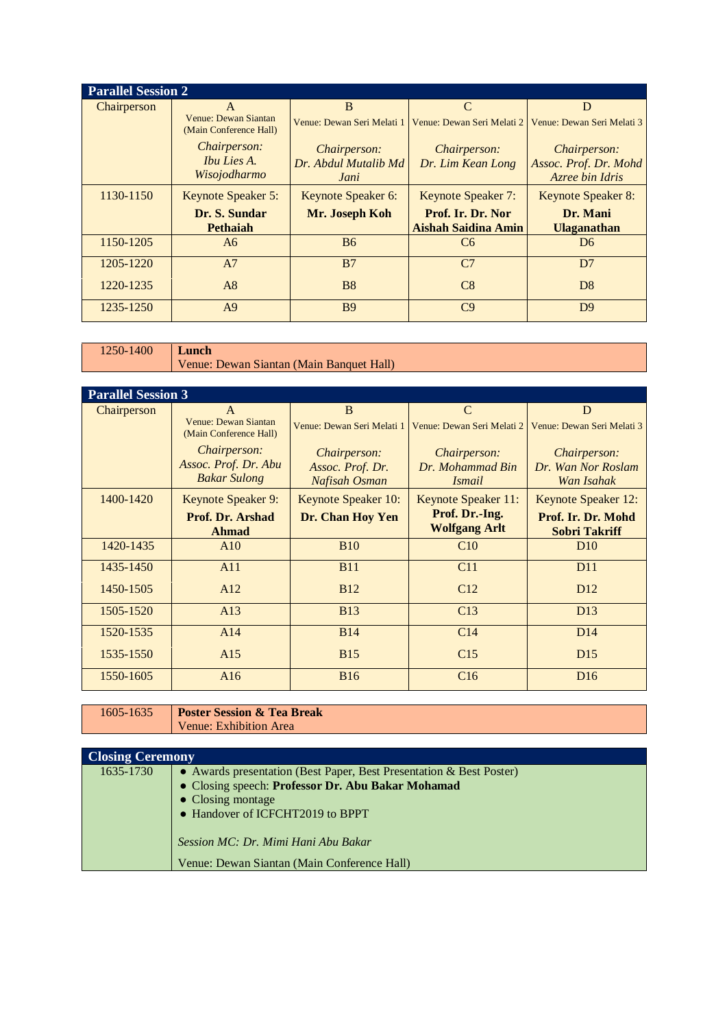**Parallel Session 2**

| Chairperson | A<br>Venue: Dewan Siantan (Main Conference Hall)<br>*Chairperson: Ibu Lies A. Wisojodharmo* | B<br>Venue: Dewan Seri Melati 1<br>*Chairperson: Dr. Abdul Mutalib Md Jani* | C<br>Venue: Dewan Seri Melati 2<br>*Chairperson: Dr. Lim Kean Long* | D<br>Venue: Dewan Seri Melati 3<br>*Chairperson: Assoc. Prof. Dr. Mohd Azree bin Idris* |
|---|---|---|---|---|
| 1130-1150 | Keynote Speaker 5:<br>**Dr. S. Sundar Pethaiah** | Keynote Speaker 6:<br>**Mr. Joseph Koh** | Keynote Speaker 7:<br>**Prof. Ir. Dr. Nor Aishah Saidina Amin** | Keynote Speaker 8:<br>**Dr. Mani Ulaganathan** |
| 1150-1205 | A6 | B6 | C6 | D6 |
| 1205-1220 | A7 | B7 | C7 | D7 |
| 1220-1235 | A8 | B8 | C8 | D8 |
| 1235-1250 | A9 | B9 | C9 | D9 |

| | |
|---|---|
| 1250-1400 | **Lunch**<br>Venue: Dewan Siantan (Main Banquet Hall) |

**Parallel Session 3**

| Chairperson | A<br>Venue: Dewan Siantan (Main Conference Hall)<br>*Chairperson: Assoc. Prof. Dr. Abu Bakar Sulong* | B<br>Venue: Dewan Seri Melati 1<br>*Chairperson: Assoc. Prof. Dr. Nafisah Osman* | C<br>Venue: Dewan Seri Melati 2<br>*Chairperson: Dr. Mohammad Bin Ismail* | D<br>Venue: Dewan Seri Melati 3<br>*Chairperson: Dr. Wan Nor Roslam Wan Isahak* |
|---|---|---|---|---|
| 1400-1420 | Keynote Speaker 9:<br>**Prof. Dr. Arshad Ahmad** | Keynote Speaker 10:<br>**Dr. Chan Hoy Yen** | Keynote Speaker 11:<br>**Prof. Dr.-Ing. Wolfgang Arlt** | Keynote Speaker 12:<br>**Prof. Ir. Dr. Mohd Sobri Takriff** |
| 1420-1435 | A10 | B10 | C10 | D10 |
| 1435-1450 | A11 | B11 | C11 | D11 |
| 1450-1505 | A12 | B12 | C12 | D12 |
| 1505-1520 | A13 | B13 | C13 | D13 |
| 1520-1535 | A14 | B14 | C14 | D14 |
| 1535-1550 | A15 | B15 | C15 | D15 |
| 1550-1605 | A16 | B16 | C16 | D16 |

| | |
|---|---|
| 1605-1635 | **Poster Session & Tea Break**<br>Venue: Exhibition Area |

**Closing Ceremony**

| | |
|---|---|
| 1635-1730 | • Awards presentation (Best Paper, Best Presentation & Best Poster)<br>• Closing speech: **Professor Dr. Abu Bakar Mohamad**<br>• Closing montage<br>• Handover of ICFCHT2019 to BPPT<br><br>*Session MC: Dr. Mimi Hani Abu Bakar*<br><br>Venue: Dewan Siantan (Main Conference Hall) |